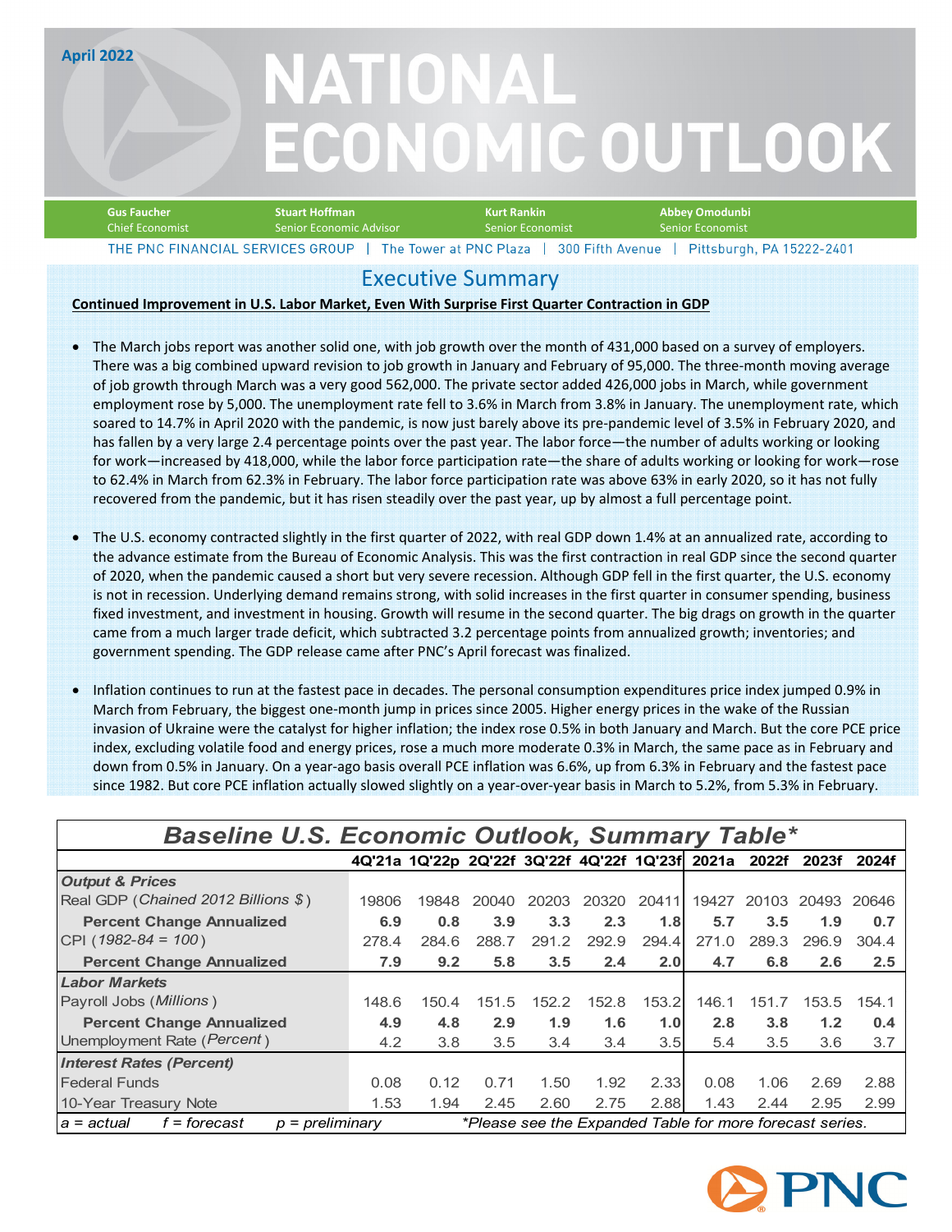April 2022

# NATIONAL ECONOMIC OUTLOOK

**Gus Faucher** Chief Economist | **Stuart Hoffman** Senior Economic Advisor | **Kurt Rankin** Senior Economist | **Abbey Omodunbi** Senior Economist

THE PNC FINANCIAL SERVICES GROUP | The Tower at PNC Plaza | 300 Fifth Avenue | Pittsburgh, PA 15222-2401

## Executive Summary

**Continued Improvement in U.S. Labor Market, Even With Surprise First Quarter Contraction in GDP**

- The March jobs report was another solid one, with job growth over the month of 431,000 based on a survey of employers. There was a big combined upward revision to job growth in January and February of 95,000. The three-month moving average of job growth through March was a very good 562,000. The private sector added 426,000 jobs in March, while government employment rose by 5,000. The unemployment rate fell to 3.6% in March from 3.8% in January. The unemployment rate, which soared to 14.7% in April 2020 with the pandemic, is now just barely above its pre-pandemic level of 3.5% in February 2020, and has fallen by a very large 2.4 percentage points over the past year. The labor force—the number of adults working or looking for work—increased by 418,000, while the labor force participation rate—the share of adults working or looking for work—rose to 62.4% in March from 62.3% in February. The labor force participation rate was above 63% in early 2020, so it has not fully recovered from the pandemic, but it has risen steadily over the past year, up by almost a full percentage point.

- The U.S. economy contracted slightly in the first quarter of 2022, with real GDP down 1.4% at an annualized rate, according to the advance estimate from the Bureau of Economic Analysis. This was the first contraction in real GDP since the second quarter of 2020, when the pandemic caused a short but very severe recession. Although GDP fell in the first quarter, the U.S. economy is not in recession. Underlying demand remains strong, with solid increases in the first quarter in consumer spending, business fixed investment, and investment in housing. Growth will resume in the second quarter. The big drags on growth in the quarter came from a much larger trade deficit, which subtracted 3.2 percentage points from annualized growth; inventories; and government spending. The GDP release came after PNC's April forecast was finalized.

- Inflation continues to run at the fastest pace in decades. The personal consumption expenditures price index jumped 0.9% in March from February, the biggest one-month jump in prices since 2005. Higher energy prices in the wake of the Russian invasion of Ukraine were the catalyst for higher inflation; the index rose 0.5% in both January and March. But the core PCE price index, excluding volatile food and energy prices, rose a much more moderate 0.3% in March, the same pace as in February and down from 0.5% in January. On a year-ago basis overall PCE inflation was 6.6%, up from 6.3% in February and the fastest pace since 1982. But core PCE inflation actually slowed slightly on a year-over-year basis in March to 5.2%, from 5.3% in February.

### *Baseline U.S. Economic Outlook, Summary Table\**

| | 4Q'21a | 1Q'22p | 2Q'22f | 3Q'22f | 4Q'22f | 1Q'23f | 2021a | 2022f | 2023f | 2024f |
|---|---|---|---|---|---|---|---|---|---|---|
| ***Output & Prices*** | | | | | | | | | | |
| Real GDP (*Chained 2012 Billions $*) | 19806 | 19848 | 20040 | 20203 | 20320 | 20411 | 19427 | 20103 | 20493 | 20646 |
| **Percent Change Annualized** | **6.9** | **0.8** | **3.9** | **3.3** | **2.3** | **1.8** | **5.7** | **3.5** | **1.9** | **0.7** |
| CPI (*1982-84 = 100*) | 278.4 | 284.6 | 288.7 | 291.2 | 292.9 | 294.4 | 271.0 | 289.3 | 296.9 | 304.4 |
| **Percent Change Annualized** | **7.9** | **9.2** | **5.8** | **3.5** | **2.4** | **2.0** | **4.7** | **6.8** | **2.6** | **2.5** |
| ***Labor Markets*** | | | | | | | | | | |
| Payroll Jobs (*Millions*) | 148.6 | 150.4 | 151.5 | 152.2 | 152.8 | 153.2 | 146.1 | 151.7 | 153.5 | 154.1 |
| **Percent Change Annualized** | **4.9** | **4.8** | **2.9** | **1.9** | **1.6** | **1.0** | **2.8** | **3.8** | **1.2** | **0.4** |
| Unemployment Rate (*Percent*) | 4.2 | 3.8 | 3.5 | 3.4 | 3.4 | 3.5 | 5.4 | 3.5 | 3.6 | 3.7 |
| ***Interest Rates (Percent)*** | | | | | | | | | | |
| Federal Funds | 0.08 | 0.12 | 0.71 | 1.50 | 1.92 | 2.33 | 0.08 | 1.06 | 2.69 | 2.88 |
| 10-Year Treasury Note | 1.53 | 1.94 | 2.45 | 2.60 | 2.75 | 2.88 | 1.43 | 2.44 | 2.95 | 2.99 |

*a = actual f = forecast p = preliminary* *\*Please see the Expanded Table for more forecast series.*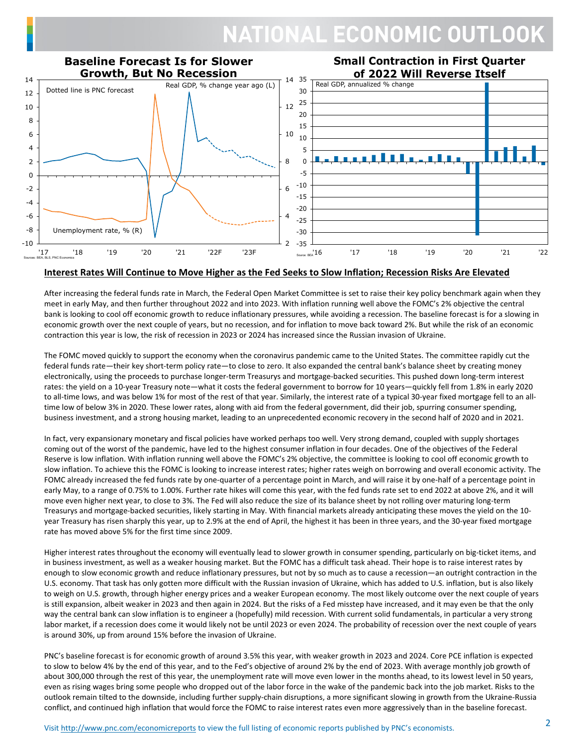**Baseline Forecast Is for Slower Growth, But No Recession**

**Small Contraction in First Quarter of 2022 Will Reverse Itself**

## Interest Rates Will Continue to Move Higher as the Fed Seeks to Slow Inflation; Recession Risks Are Elevated

After increasing the federal funds rate in March, the Federal Open Market Committee is set to raise their key policy benchmark again when they meet in early May, and then further throughout 2022 and into 2023. With inflation running well above the FOMC's 2% objective the central bank is looking to cool off economic growth to reduce inflationary pressures, while avoiding a recession. The baseline forecast is for a slowing in economic growth over the next couple of years, but no recession, and for inflation to move back toward 2%. But while the risk of an economic contraction this year is low, the risk of recession in 2023 or 2024 has increased since the Russian invasion of Ukraine.

The FOMC moved quickly to support the economy when the coronavirus pandemic came to the United States. The committee rapidly cut the federal funds rate—their key short-term policy rate—to close to zero. It also expanded the central bank's balance sheet by creating money electronically, using the proceeds to purchase longer-term Treasurys and mortgage-backed securities. This pushed down long-term interest rates: the yield on a 10-year Treasury note—what it costs the federal government to borrow for 10 years—quickly fell from 1.8% in early 2020 to all-time lows, and was below 1% for most of the rest of that year. Similarly, the interest rate of a typical 30-year fixed mortgage fell to an all-time low of below 3% in 2020. These lower rates, along with aid from the federal government, did their job, spurring consumer spending, business investment, and a strong housing market, leading to an unprecedented economic recovery in the second half of 2020 and in 2021.

In fact, very expansionary monetary and fiscal policies have worked perhaps too well. Very strong demand, coupled with supply shortages coming out of the worst of the pandemic, have led to the highest consumer inflation in four decades. One of the objectives of the Federal Reserve is low inflation. With inflation running well above the FOMC's 2% objective, the committee is looking to cool off economic growth to slow inflation. To achieve this the FOMC is looking to increase interest rates; higher rates weigh on borrowing and overall economic activity. The FOMC already increased the fed funds rate by one-quarter of a percentage point in March, and will raise it by one-half of a percentage point in early May, to a range of 0.75% to 1.00%. Further rate hikes will come this year, with the fed funds rate set to end 2022 at above 2%, and it will move even higher next year, to close to 3%. The Fed will also reduce the size of its balance sheet by not rolling over maturing long-term Treasurys and mortgage-backed securities, likely starting in May. With financial markets already anticipating these moves the yield on the 10-year Treasury has risen sharply this year, up to 2.9% at the end of April, the highest it has been in three years, and the 30-year fixed mortgage rate has moved above 5% for the first time since 2009.

Higher interest rates throughout the economy will eventually lead to slower growth in consumer spending, particularly on big-ticket items, and in business investment, as well as a weaker housing market. But the FOMC has a difficult task ahead. Their hope is to raise interest rates by enough to slow economic growth and reduce inflationary pressures, but not by so much as to cause a recession—an outright contraction in the U.S. economy. That task has only gotten more difficult with the Russian invasion of Ukraine, which has added to U.S. inflation, but is also likely to weigh on U.S. growth, through higher energy prices and a weaker European economy. The most likely outcome over the next couple of years is still expansion, albeit weaker in 2023 and then again in 2024. But the risks of a Fed misstep have increased, and it may even be that the only way the central bank can slow inflation is to engineer a (hopefully) mild recession. With current solid fundamentals, in particular a very strong labor market, if a recession does come it would likely not be until 2023 or even 2024. The probability of recession over the next couple of years is around 30%, up from around 15% before the invasion of Ukraine.

PNC's baseline forecast is for economic growth of around 3.5% this year, with weaker growth in 2023 and 2024. Core PCE inflation is expected to slow to below 4% by the end of this year, and to the Fed's objective of around 2% by the end of 2023. With average monthly job growth of about 300,000 through the rest of this year, the unemployment rate will move even lower in the months ahead, to its lowest level in 50 years, even as rising wages bring some people who dropped out of the labor force in the wake of the pandemic back into the job market. Risks to the outlook remain tilted to the downside, including further supply-chain disruptions, a more significant slowing in growth from the Ukraine-Russia conflict, and continued high inflation that would force the FOMC to raise interest rates even more aggressively than in the baseline forecast.

Visit http://www.pnc.com/economicreports to view the full listing of economic reports published by PNC's economists.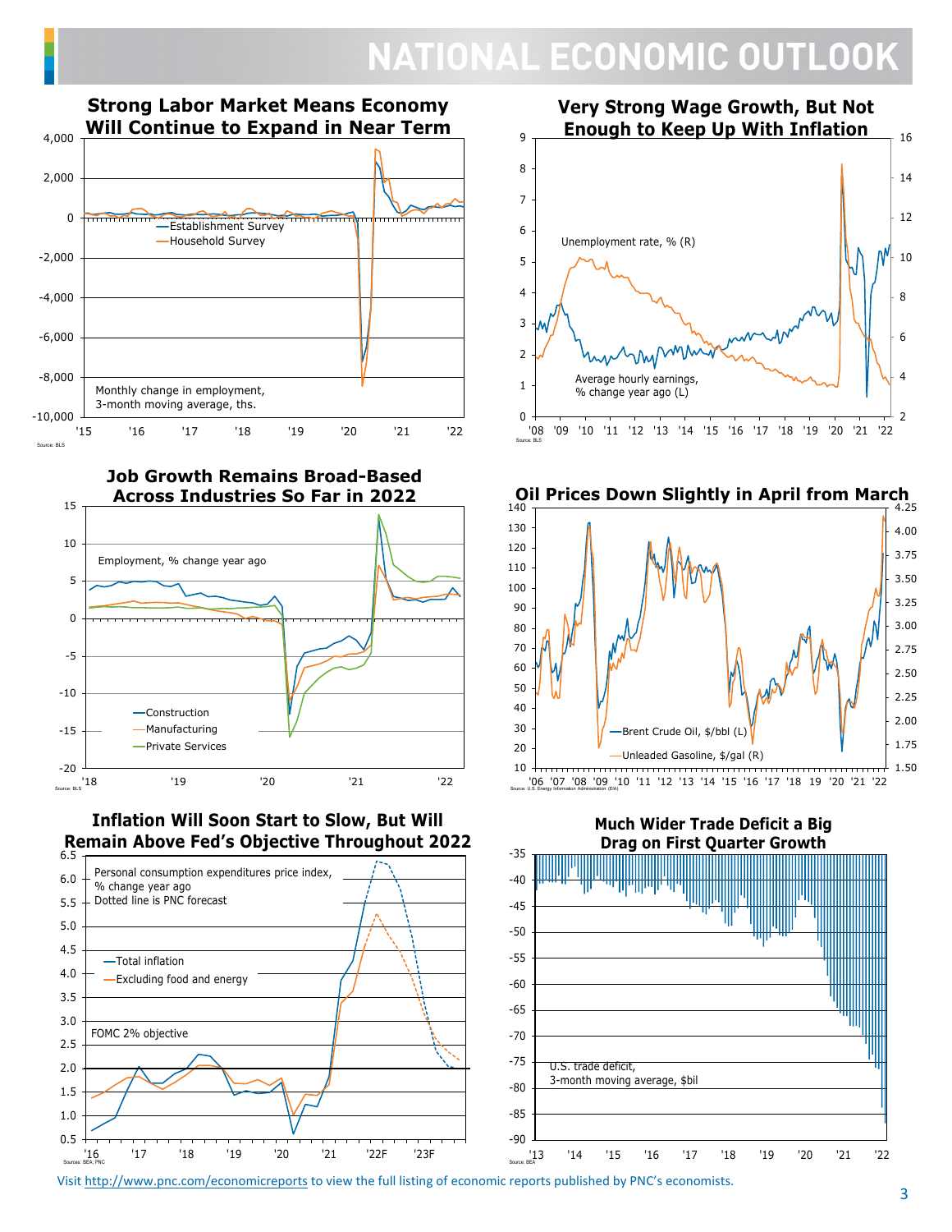# NATIONAL ECONOMIC OUTLOOK

## Strong Labor Market Means Economy Will Continue to Expand in Near Term

Monthly change in employment, 3-month moving average, ths.

- Establishment Survey
- Household Survey

Source: BLS

## Very Strong Wage Growth, But Not Enough to Keep Up With Inflation

Unemployment rate, % (R)

Average hourly earnings, % change year ago (L)

Source: BLS

## Job Growth Remains Broad-Based Across Industries So Far in 2022

Employment, % change year ago

- Construction
- Manufacturing
- Private Services

Source: BLS

## Oil Prices Down Slightly in April from March

- Brent Crude Oil, $/bbl (L)
- Unleaded Gasoline, $/gal (R)

Source: U.S. Energy Information Administration (EIA)

## Inflation Will Soon Start to Slow, But Will Remain Above Fed's Objective Throughout 2022

Personal consumption expenditures price index, % change year ago

Dotted line is PNC forecast

- Total inflation
- Excluding food and energy

FOMC 2% objective

Sources: BEA, PNC

## Much Wider Trade Deficit a Big Drag on First Quarter Growth

U.S. trade deficit, 3-month moving average, $bil

Source: BEA

Visit http://www.pnc.com/economicreports to view the full listing of economic reports published by PNC's economists.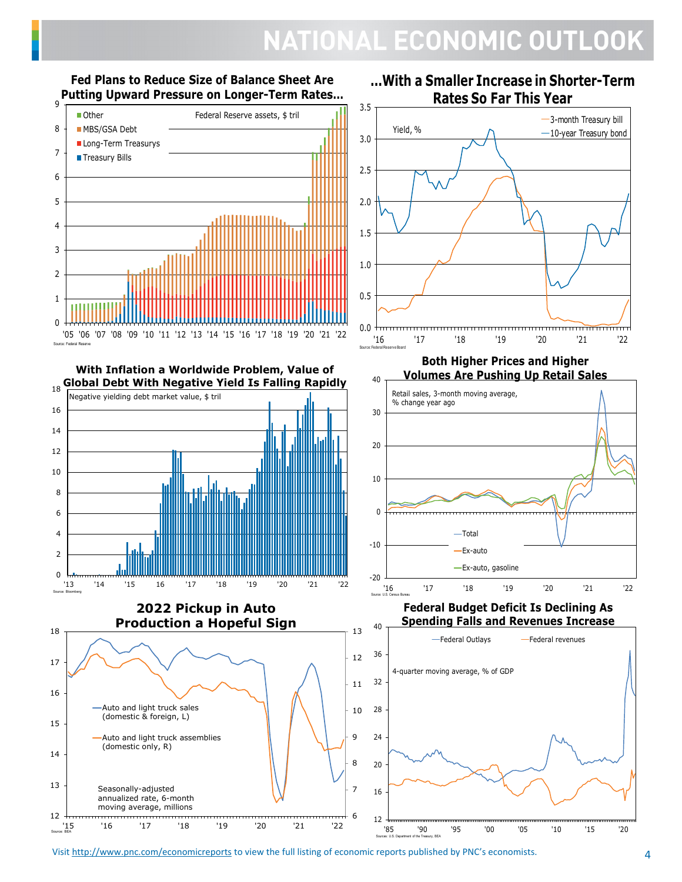# NATIONAL ECONOMIC OUTLOOK

### Fed Plans to Reduce Size of Balance Sheet Are Putting Upward Pressure on Longer-Term Rates...

Federal Reserve assets, $ tril

- Other
- MBS/GSA Debt
- Long-Term Treasurys
- Treasury Bills

Source: Federal Reserve

### ...With a Smaller Increase in Shorter-Term Rates So Far This Year

Yield, %

- 3-month Treasury bill
- 10-year Treasury bond

Source: Federal Reserve Board

### With Inflation a Worldwide Problem, Value of Global Debt With Negative Yield Is Falling Rapidly

Negative yielding debt market value, $ tril

Source: Bloomberg

### Both Higher Prices and Higher Volumes Are Pushing Up Retail Sales

Retail sales, 3-month moving average, % change year ago

- Total
- Ex-auto
- Ex-auto, gasoline

Source: U.S. Census Bureau

### 2022 Pickup in Auto Production a Hopeful Sign

- Auto and light truck sales (domestic & foreign, L)
- Auto and light truck assemblies (domestic only, R)

Seasonally-adjusted annualized rate, 6-month moving average, millions

Source: BEA

### Federal Budget Deficit Is Declining As Spending Falls and Revenues Increase

- Federal Outlays
- Federal revenues

4-quarter moving average, % of GDP

Sources: U.S. Department of the Treasury, BEA

Visit http://www.pnc.com/economicreports to view the full listing of economic reports published by PNC's economists.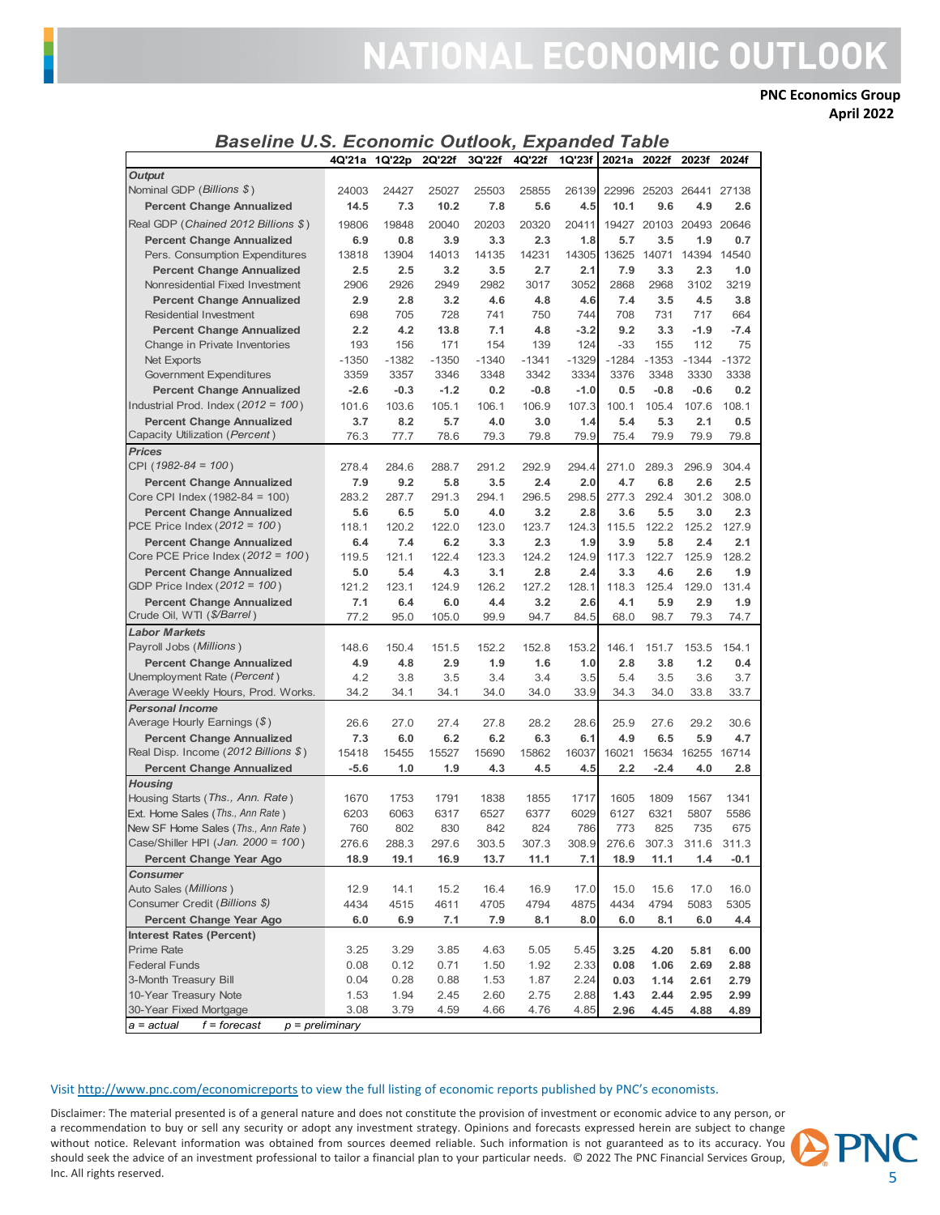# NATIONAL ECONOMIC OUTLOOK

**PNC Economics Group**
**April 2022**

## *Baseline U.S. Economic Outlook, Expanded Table*

| | 4Q'21a | 1Q'22p | 2Q'22f | 3Q'22f | 4Q'22f | 1Q'23f | 2021a | 2022f | 2023f | 2024f |
|---|---|---|---|---|---|---|---|---|---|---|
| ***Output*** | | | | | | | | | | |
| Nominal GDP (*Billions $*) | 24003 | 24427 | 25027 | 25503 | 25855 | 26139 | 22996 | 25203 | 26441 | 27138 |
| **Percent Change Annualized** | **14.5** | **7.3** | **10.2** | **7.8** | **5.6** | **4.5** | **10.1** | **9.6** | **4.9** | **2.6** |
| Real GDP (*Chained 2012 Billions $*) | 19806 | 19848 | 20040 | 20203 | 20320 | 20411 | 19427 | 20103 | 20493 | 20646 |
| **Percent Change Annualized** | **6.9** | **0.8** | **3.9** | **3.3** | **2.3** | **1.8** | **5.7** | **3.5** | **1.9** | **0.7** |
| Pers. Consumption Expenditures | 13818 | 13904 | 14013 | 14135 | 14231 | 14305 | 13625 | 14071 | 14394 | 14540 |
| **Percent Change Annualized** | **2.5** | **2.5** | **3.2** | **3.5** | **2.7** | **2.1** | **7.9** | **3.3** | **2.3** | **1.0** |
| Nonresidential Fixed Investment | 2906 | 2926 | 2949 | 2982 | 3017 | 3052 | 2868 | 2968 | 3102 | 3219 |
| **Percent Change Annualized** | **2.9** | **2.8** | **3.2** | **4.6** | **4.8** | **4.6** | **7.4** | **3.5** | **4.5** | **3.8** |
| Residential Investment | 698 | 705 | 728 | 741 | 750 | 744 | 708 | 731 | 717 | 664 |
| **Percent Change Annualized** | **2.2** | **4.2** | **13.8** | **7.1** | **4.8** | **-3.2** | **9.2** | **3.3** | **-1.9** | **-7.4** |
| Change in Private Inventories | 193 | 156 | 171 | 154 | 139 | 124 | -33 | 155 | 112 | 75 |
| Net Exports | -1350 | -1382 | -1350 | -1340 | -1341 | -1329 | -1284 | -1353 | -1344 | -1372 |
| Government Expenditures | 3359 | 3357 | 3346 | 3348 | 3342 | 3334 | 3376 | 3348 | 3330 | 3338 |
| **Percent Change Annualized** | **-2.6** | **-0.3** | **-1.2** | **0.2** | **-0.8** | **-1.0** | **0.5** | **-0.8** | **-0.6** | **0.2** |
| Industrial Prod. Index (*2012 = 100*) | 101.6 | 103.6 | 105.1 | 106.1 | 106.9 | 107.3 | 100.1 | 105.4 | 107.6 | 108.1 |
| **Percent Change Annualized** | **3.7** | **8.2** | **5.7** | **4.0** | **3.0** | **1.4** | **5.4** | **5.3** | **2.1** | **0.5** |
| Capacity Utilization (*Percent*) | 76.3 | 77.7 | 78.6 | 79.3 | 79.8 | 79.9 | 75.4 | 79.9 | 79.9 | 79.8 |
| ***Prices*** | | | | | | | | | | |
| CPI (*1982-84 = 100*) | 278.4 | 284.6 | 288.7 | 291.2 | 292.9 | 294.4 | 271.0 | 289.3 | 296.9 | 304.4 |
| **Percent Change Annualized** | **7.9** | **9.2** | **5.8** | **3.5** | **2.4** | **2.0** | **4.7** | **6.8** | **2.6** | **2.5** |
| Core CPI Index (1982-84 = 100) | 283.2 | 287.7 | 291.3 | 294.1 | 296.5 | 298.5 | 277.3 | 292.4 | 301.2 | 308.0 |
| **Percent Change Annualized** | **5.6** | **6.5** | **5.0** | **4.0** | **3.2** | **2.8** | **3.6** | **5.5** | **3.0** | **2.3** |
| PCE Price Index (*2012 = 100*) | 118.1 | 120.2 | 122.0 | 123.0 | 123.7 | 124.3 | 115.5 | 122.2 | 125.2 | 127.9 |
| **Percent Change Annualized** | **6.4** | **7.4** | **6.2** | **3.3** | **2.3** | **1.9** | **3.9** | **5.8** | **2.4** | **2.1** |
| Core PCE Price Index (*2012 = 100*) | 119.5 | 121.1 | 122.4 | 123.3 | 124.2 | 124.9 | 117.3 | 122.7 | 125.9 | 128.2 |
| **Percent Change Annualized** | **5.0** | **5.4** | **4.3** | **3.1** | **2.8** | **2.4** | **3.3** | **4.6** | **2.6** | **1.9** |
| GDP Price Index (*2012 = 100*) | 121.2 | 123.1 | 124.9 | 126.2 | 127.2 | 128.1 | 118.3 | 125.4 | 129.0 | 131.4 |
| **Percent Change Annualized** | **7.1** | **6.4** | **6.0** | **4.4** | **3.2** | **2.6** | **4.1** | **5.9** | **2.9** | **1.9** |
| Crude Oil, WTI (*$/Barrel*) | 77.2 | 95.0 | 105.0 | 99.9 | 94.7 | 84.5 | 68.0 | 98.7 | 79.3 | 74.7 |
| ***Labor Markets*** | | | | | | | | | | |
| Payroll Jobs (*Millions*) | 148.6 | 150.4 | 151.5 | 152.2 | 152.8 | 153.2 | 146.1 | 151.7 | 153.5 | 154.1 |
| **Percent Change Annualized** | **4.9** | **4.8** | **2.9** | **1.9** | **1.6** | **1.0** | **2.8** | **3.8** | **1.2** | **0.4** |
| Unemployment Rate (*Percent*) | 4.2 | 3.8 | 3.5 | 3.4 | 3.4 | 3.5 | 5.4 | 3.5 | 3.6 | 3.7 |
| Average Weekly Hours, Prod. Works. | 34.2 | 34.1 | 34.1 | 34.0 | 34.0 | 33.9 | 34.3 | 34.0 | 33.8 | 33.7 |
| ***Personal Income*** | | | | | | | | | | |
| Average Hourly Earnings (*$*) | 26.6 | 27.0 | 27.4 | 27.8 | 28.2 | 28.6 | 25.9 | 27.6 | 29.2 | 30.6 |
| **Percent Change Annualized** | **7.3** | **6.0** | **6.2** | **6.2** | **6.3** | **6.1** | **4.9** | **6.5** | **5.9** | **4.7** |
| Real Disp. Income (*2012 Billions $*) | 15418 | 15455 | 15527 | 15690 | 15862 | 16037 | 16021 | 15634 | 16255 | 16714 |
| **Percent Change Annualized** | **-5.6** | **1.0** | **1.9** | **4.3** | **4.5** | **4.5** | **2.2** | **-2.4** | **4.0** | **2.8** |
| ***Housing*** | | | | | | | | | | |
| Housing Starts (*Ths., Ann. Rate*) | 1670 | 1753 | 1791 | 1838 | 1855 | 1717 | 1605 | 1809 | 1567 | 1341 |
| Ext. Home Sales (*Ths., Ann Rate*) | 6203 | 6063 | 6317 | 6527 | 6377 | 6029 | 6127 | 6321 | 5807 | 5586 |
| New SF Home Sales (*Ths., Ann Rate*) | 760 | 802 | 830 | 842 | 824 | 786 | 773 | 825 | 735 | 675 |
| Case/Shiller HPI (*Jan. 2000 = 100*) | 276.6 | 288.3 | 297.6 | 303.5 | 307.3 | 308.9 | 276.6 | 307.3 | 311.6 | 311.3 |
| **Percent Change Year Ago** | **18.9** | **19.1** | **16.9** | **13.7** | **11.1** | **7.1** | **18.9** | **11.1** | **1.4** | **-0.1** |
| ***Consumer*** | | | | | | | | | | |
| Auto Sales (*Millions*) | 12.9 | 14.1 | 15.2 | 16.4 | 16.9 | 17.0 | 15.0 | 15.6 | 17.0 | 16.0 |
| Consumer Credit (*Billions $*) | 4434 | 4515 | 4611 | 4705 | 4794 | 4875 | 4434 | 4794 | 5083 | 5305 |
| **Percent Change Year Ago** | **6.0** | **6.9** | **7.1** | **7.9** | **8.1** | **8.0** | **6.0** | **8.1** | **6.0** | **4.4** |
| **Interest Rates (Percent)** | | | | | | | | | | |
| Prime Rate | 3.25 | 3.29 | 3.85 | 4.63 | 5.05 | 5.45 | **3.25** | **4.20** | **5.81** | **6.00** |
| Federal Funds | 0.08 | 0.12 | 0.71 | 1.50 | 1.92 | 2.33 | **0.08** | **1.06** | **2.69** | **2.88** |
| 3-Month Treasury Bill | 0.04 | 0.28 | 0.88 | 1.53 | 1.87 | 2.24 | **0.03** | **1.14** | **2.61** | **2.79** |
| 10-Year Treasury Note | 1.53 | 1.94 | 2.45 | 2.60 | 2.75 | 2.88 | **1.43** | **2.44** | **2.95** | **2.99** |
| 30-Year Fixed Mortgage | 3.08 | 3.79 | 4.59 | 4.66 | 4.76 | 4.85 | **2.96** | **4.45** | **4.88** | **4.89** |

*a = actual    f = forecast    p = preliminary*

Visit http://www.pnc.com/economicreports to view the full listing of economic reports published by PNC's economists.

Disclaimer: The material presented is of a general nature and does not constitute the provision of investment or economic advice to any person, or a recommendation to buy or sell any security or adopt any investment strategy. Opinions and forecasts expressed herein are subject to change without notice. Relevant information was obtained from sources deemed reliable. Such information is not guaranteed as to its accuracy. You should seek the advice of an investment professional to tailor a financial plan to your particular needs. © 2022 The PNC Financial Services Group, Inc. All rights reserved.